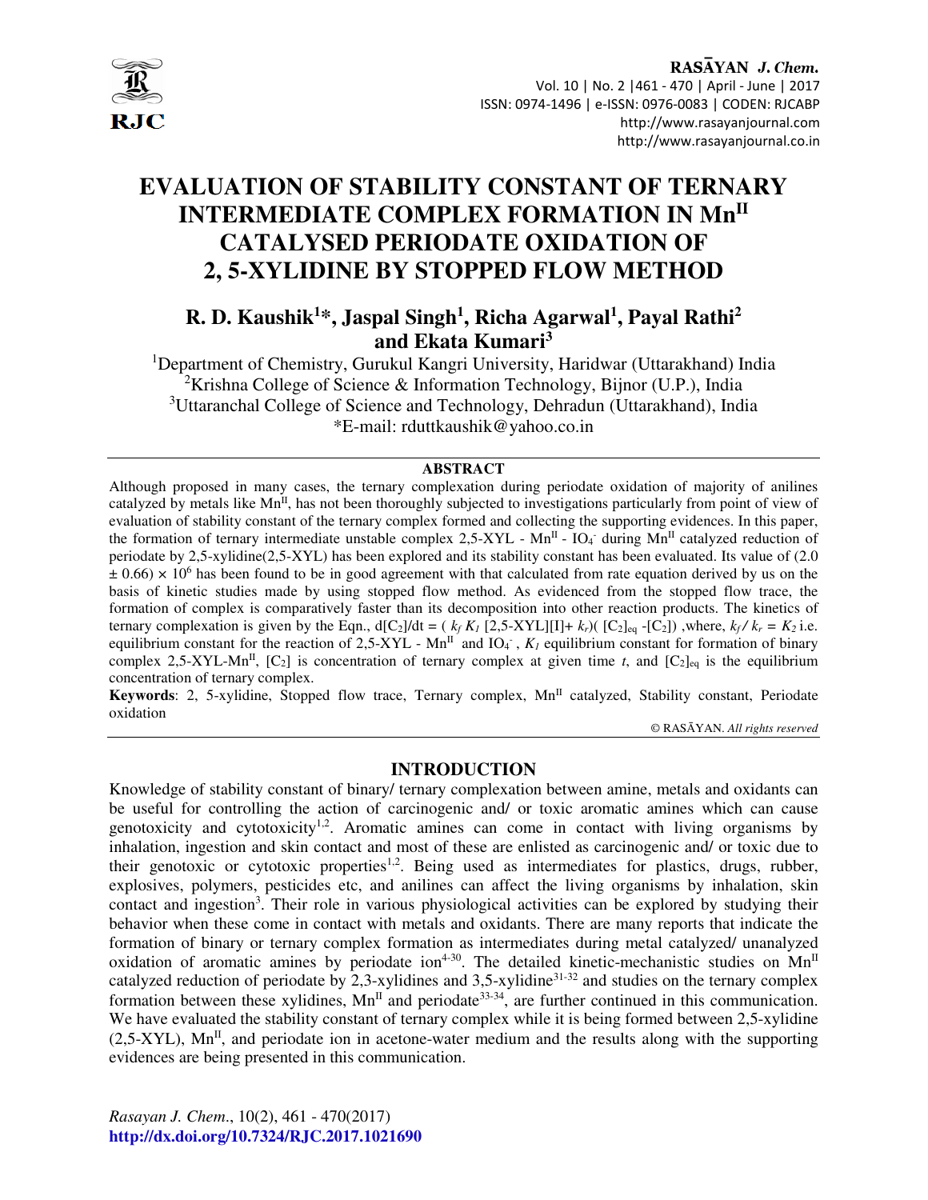# EVALUATION OF STABILITY CONSTANT OF TERNARY INTERMEDIATE COMPLEX FORMATION IN $Mn^{II}$ CATALYSED PERIODATE OXIDATION OF 2, 5-XYLIDINE BY STOPPED FLOW METHOD

**R. D. Kaushik[1]*, Jaspal Singh[1], Richa Agarwal[1], Payal Rathi[2] and Ekata Kumari[3]**

[1]Department of Chemistry, Gurukul Kangri University, Haridwar (Uttarakhand) India
[2]Krishna College of Science & Information Technology, Bijnor (U.P.), India
[3]Uttaranchal College of Science and Technology, Dehradun (Uttarakhand), India
*E-mail: rduttkaushik@yahoo.co.in

## ABSTRACT

Although proposed in many cases, the ternary complexation during periodate oxidation of majority of anilines catalyzed by metals like $Mn^{II}$, has not been thoroughly subjected to investigations particularly from point of view of evaluation of stability constant of the ternary complex formed and collecting the supporting evidences. In this paper, the formation of ternary intermediate unstable complex 2,5-XYL - $Mn^{II}$ - $IO_4^-$ during $Mn^{II}$ catalyzed reduction of periodate by 2,5-xylidine(2,5-XYL) has been explored and its stability constant has been evaluated. Its value of $(2.0 \pm 0.66) \times 10^6$ has been found to be in good agreement with that calculated from rate equation derived by us on the basis of kinetic studies made by using stopped flow method. As evidenced from the stopped flow trace, the formation of complex is comparatively faster than its decomposition into other reaction products. The kinetics of ternary complexation is given by the Eqn., $d[C_2]/dt = ( k_f K_1 [2,5\text{-XYL}][I]+ k_r)( [C_2]_{eq} -[C_2])$ ,where, $k_f / k_r = K_2$ i.e. equilibrium constant for the reaction of 2,5-XYL - $Mn^{II}$ and $IO_4^-$ , $K_1$ equilibrium constant for formation of binary complex 2,5-XYL-$Mn^{II}$, $[C_2]$ is concentration of ternary complex at given time *t*, and $[C_2]_{eq}$ is the equilibrium concentration of ternary complex.

**Keywords**: 2, 5-xylidine, Stopped flow trace, Ternary complex, $Mn^{II}$ catalyzed, Stability constant, Periodate oxidation

© RASĀYAN. *All rights reserved*

## INTRODUCTION

Knowledge of stability constant of binary/ ternary complexation between amine, metals and oxidants can be useful for controlling the action of carcinogenic and/ or toxic aromatic amines which can cause genotoxicity and cytotoxicity[1,2]. Aromatic amines can come in contact with living organisms by inhalation, ingestion and skin contact and most of these are enlisted as carcinogenic and/ or toxic due to their genotoxic or cytotoxic properties[1,2]. Being used as intermediates for plastics, drugs, rubber, explosives, polymers, pesticides etc, and anilines can affect the living organisms by inhalation, skin contact and ingestion[3]. Their role in various physiological activities can be explored by studying their behavior when these come in contact with metals and oxidants. There are many reports that indicate the formation of binary or ternary complex formation as intermediates during metal catalyzed/ unanalyzed oxidation of aromatic amines by periodate ion[4-30]. The detailed kinetic-mechanistic studies on $Mn^{II}$ catalyzed reduction of periodate by 2,3-xylidines and 3,5-xylidine[31-32] and studies on the ternary complex formation between these xylidines, $Mn^{II}$ and periodate[33-34], are further continued in this communication. We have evaluated the stability constant of ternary complex while it is being formed between 2,5-xylidine (2,5-XYL), $Mn^{II}$, and periodate ion in acetone-water medium and the results along with the supporting evidences are being presented in this communication.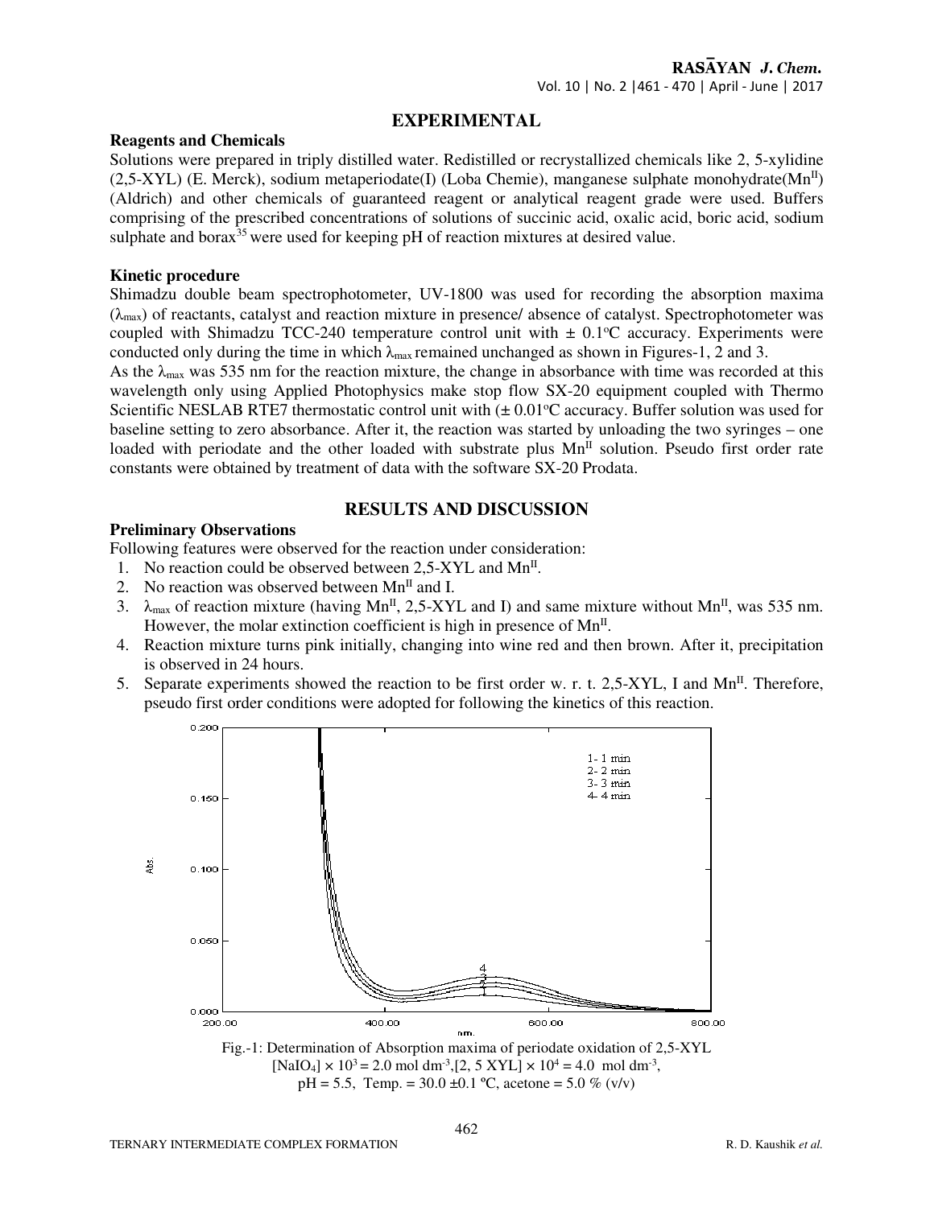## EXPERIMENTAL

### Reagents and Chemicals

Solutions were prepared in triply distilled water. Redistilled or recrystallized chemicals like 2, 5-xylidine (2,5-XYL) (E. Merck), sodium metaperiodate(I) (Loba Chemie), manganese sulphate monohydrate($Mn^{II}$) (Aldrich) and other chemicals of guaranteed reagent or analytical reagent grade were used. Buffers comprising of the prescribed concentrations of solutions of succinic acid, oxalic acid, boric acid, sodium sulphate and borax[35] were used for keeping pH of reaction mixtures at desired value.

### Kinetic procedure

Shimadzu double beam spectrophotometer, UV-1800 was used for recording the absorption maxima ($\lambda_{max}$) of reactants, catalyst and reaction mixture in presence/ absence of catalyst. Spectrophotometer was coupled with Shimadzu TCC-240 temperature control unit with ± 0.1°C accuracy. Experiments were conducted only during the time in which $\lambda_{max}$ remained unchanged as shown in Figures-1, 2 and 3.

As the $\lambda_{max}$ was 535 nm for the reaction mixture, the change in absorbance with time was recorded at this wavelength only using Applied Photophysics make stop flow SX-20 equipment coupled with Thermo Scientific NESLAB RTE7 thermostatic control unit with (± 0.01°C accuracy. Buffer solution was used for baseline setting to zero absorbance. After it, the reaction was started by unloading the two syringes – one loaded with periodate and the other loaded with substrate plus $Mn^{II}$ solution. Pseudo first order rate constants were obtained by treatment of data with the software SX-20 Prodata.

## RESULTS AND DISCUSSION

### Preliminary Observations

Following features were observed for the reaction under consideration:

1. No reaction could be observed between 2,5-XYL and $Mn^{II}$.
2. No reaction was observed between $Mn^{II}$ and I.
3. $\lambda_{max}$ of reaction mixture (having $Mn^{II}$, 2,5-XYL and I) and same mixture without $Mn^{II}$, was 535 nm. However, the molar extinction coefficient is high in presence of $Mn^{II}$.
4. Reaction mixture turns pink initially, changing into wine red and then brown. After it, precipitation is observed in 24 hours.
5. Separate experiments showed the reaction to be first order w. r. t. 2,5-XYL, I and $Mn^{II}$. Therefore, pseudo first order conditions were adopted for following the kinetics of this reaction.

Fig.-1: Determination of Absorption maxima of periodate oxidation of 2,5-XYL
$[NaIO_4] \times 10^3 = 2.0$ mol dm$^{-3}$, $[2, 5\text{ XYL}] \times 10^4 = 4.0$ mol dm$^{-3}$,
pH = 5.5, Temp. = 30.0 ±0.1 ºC, acetone = 5.0 % (v/v)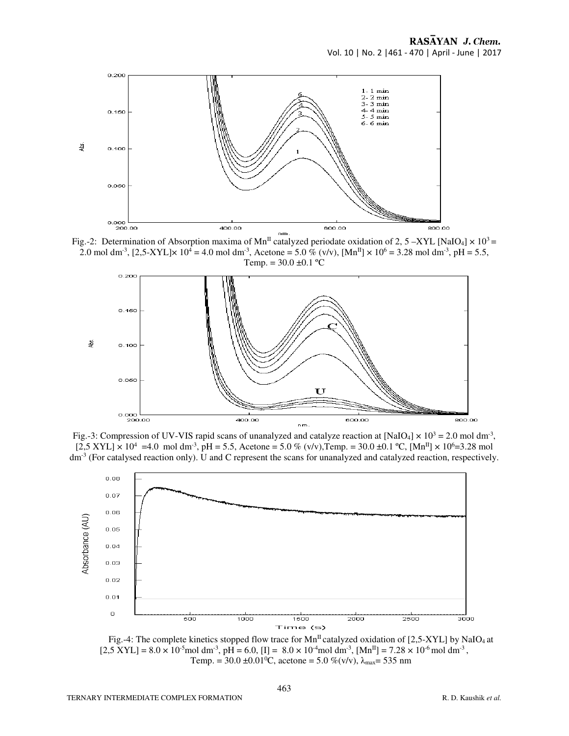Fig.-2: Determination of Absorption maxima of $Mn^{II}$ catalyzed periodate oxidation of 2, 5 –XYL $[NaIO_4] \times 10^3 =$ 2.0 mol $dm^{-3}$, $[2,5\text{-XYL}] \times 10^4 = 4.0$ mol $dm^{-3}$, Acetone = 5.0 % (v/v), $[Mn^{II}] \times 10^6 = 3.28$ mol $dm^{-3}$, pH = 5.5, Temp. = 30.0 ±0.1 ºC

Fig.-3: Compression of UV-VIS rapid scans of unanalyzed and catalyze reaction at $[NaIO_4] \times 10^3 = 2.0$ mol $dm^{-3}$, $[2,5\text{ XYL}] \times 10^4 = 4.0$ mol $dm^{-3}$, pH = 5.5, Acetone = 5.0 % (v/v), Temp. = 30.0 ±0.1 ºC, $[Mn^{II}] \times 10^6 = 3.28$ mol $dm^{-3}$ (For catalysed reaction only). U and C represent the scans for unanalyzed and catalyzed reaction, respectively.

Fig.-4: The complete kinetics stopped flow trace for $Mn^{II}$ catalyzed oxidation of [2,5-XYL] by $NaIO_4$ at $[2,5\text{ XYL}] = 8.0 \times 10^{-5}$ mol $dm^{-3}$, pH = 6.0, $[I] = 8.0 \times 10^{-4}$ mol $dm^{-3}$, $[Mn^{II}] = 7.28 \times 10^{-6}$ mol $dm^{-3}$, Temp. = 30.0 ±0.01 $^0$C, acetone = 5.0 %(v/v), $\lambda_{max}$= 535 nm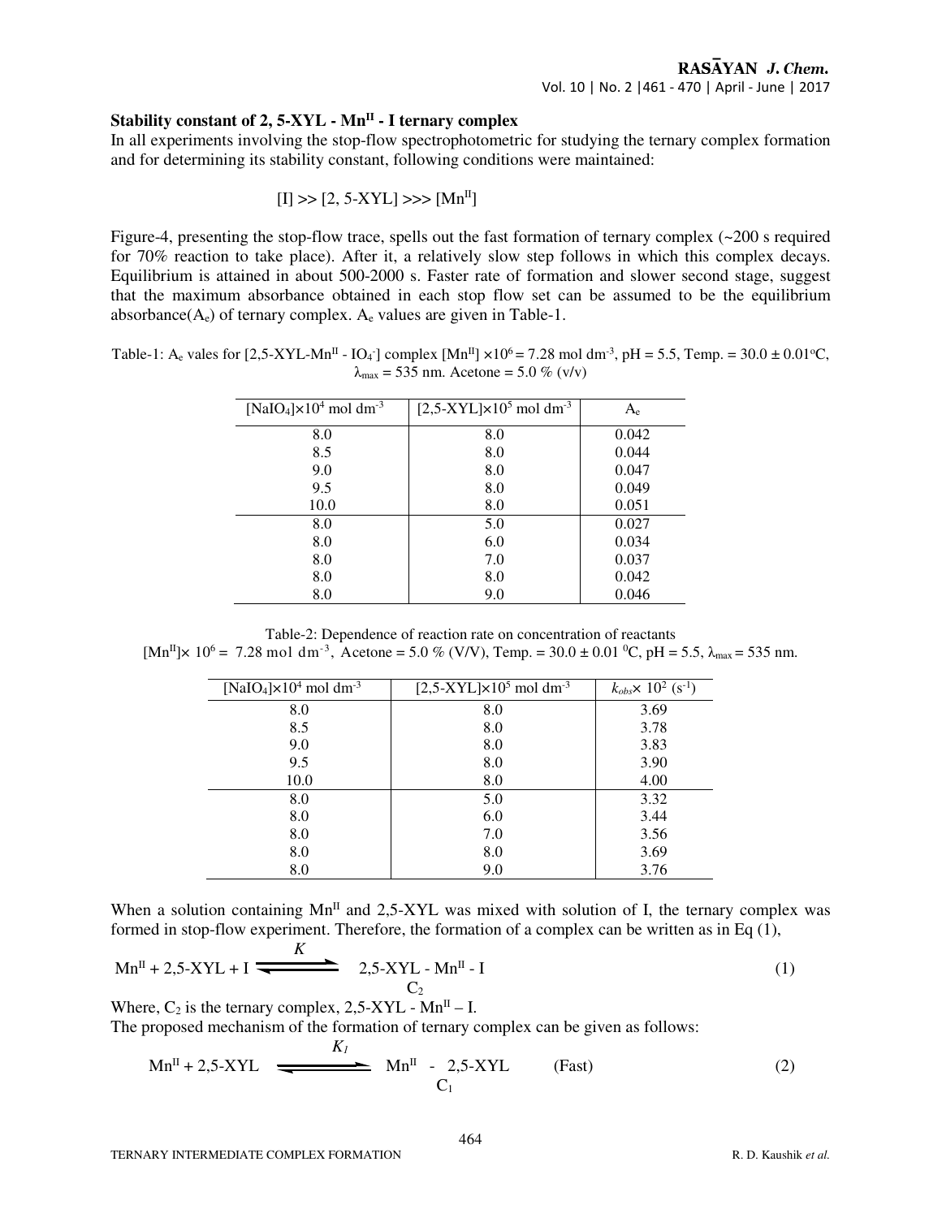**Stability constant of 2, 5-XYL - $Mn^{II}$ - I ternary complex**

In all experiments involving the stop-flow spectrophotometric for studying the ternary complex formation and for determining its stability constant, following conditions were maintained:

$$[I] >> [2, 5\text{-XYL}] >>> [Mn^{II}]$$

Figure-4, presenting the stop-flow trace, spells out the fast formation of ternary complex (~200 s required for 70% reaction to take place). After it, a relatively slow step follows in which this complex decays. Equilibrium is attained in about 500-2000 s. Faster rate of formation and slower second stage, suggest that the maximum absorbance obtained in each stop flow set can be assumed to be the equilibrium absorbance($A_e$) of ternary complex. $A_e$ values are given in Table-1.

Table-1: $A_e$ vales for [2,5-XYL-$Mn^{II}$ - $IO_4^-$] complex $[Mn^{II}] \times 10^6$ = 7.28 mol dm$^{-3}$, pH = 5.5, Temp. = 30.0 ± 0.01°C, $\lambda_{max}$ = 535 nm. Acetone = 5.0 % (v/v)

| $[NaIO_4]\times10^4$ mol dm$^{-3}$ | $[2,5\text{-XYL}]\times10^5$ mol dm$^{-3}$ | $A_e$ |
|---|---|---|
| 8.0 | 8.0 | 0.042 |
| 8.5 | 8.0 | 0.044 |
| 9.0 | 8.0 | 0.047 |
| 9.5 | 8.0 | 0.049 |
| 10.0 | 8.0 | 0.051 |
| 8.0 | 5.0 | 0.027 |
| 8.0 | 6.0 | 0.034 |
| 8.0 | 7.0 | 0.037 |
| 8.0 | 8.0 | 0.042 |
| 8.0 | 9.0 | 0.046 |

Table-2: Dependence of reaction rate on concentration of reactants
$[Mn^{II}]\times 10^6$ = 7.28 mol dm$^{-3}$, Acetone = 5.0 % (V/V), Temp. = 30.0 ± 0.01 °C, pH = 5.5, $\lambda_{max}$ = 535 nm.

| $[NaIO_4]\times10^4$ mol dm$^{-3}$ | $[2,5\text{-XYL}]\times10^5$ mol dm$^{-3}$ | $k_{obs}\times 10^2$ (s$^{-1}$) |
|---|---|---|
| 8.0 | 8.0 | 3.69 |
| 8.5 | 8.0 | 3.78 |
| 9.0 | 8.0 | 3.83 |
| 9.5 | 8.0 | 3.90 |
| 10.0 | 8.0 | 4.00 |
| 8.0 | 5.0 | 3.32 |
| 8.0 | 6.0 | 3.44 |
| 8.0 | 7.0 | 3.56 |
| 8.0 | 8.0 | 3.69 |
| 8.0 | 9.0 | 3.76 |

When a solution containing $Mn^{II}$ and 2,5-XYL was mixed with solution of I, the ternary complex was formed in stop-flow experiment. Therefore, the formation of a complex can be written as in Eq (1),

$$Mn^{II} + 2,5\text{-XYL} + I \underset{}{\overset{K}{\rightleftharpoons}} \underset{C_2}{2,5\text{-XYL} - Mn^{II} - I} \quad (1)$$

Where, $C_2$ is the ternary complex, 2,5-XYL - $Mn^{II}$ – I.

The proposed mechanism of the formation of ternary complex can be given as follows:

$$Mn^{II} + 2,5\text{-XYL} \underset{}{\overset{K_1}{\rightleftharpoons}} \underset{C_1}{Mn^{II} - 2,5\text{-XYL}} \quad \text{(Fast)} \quad (2)$$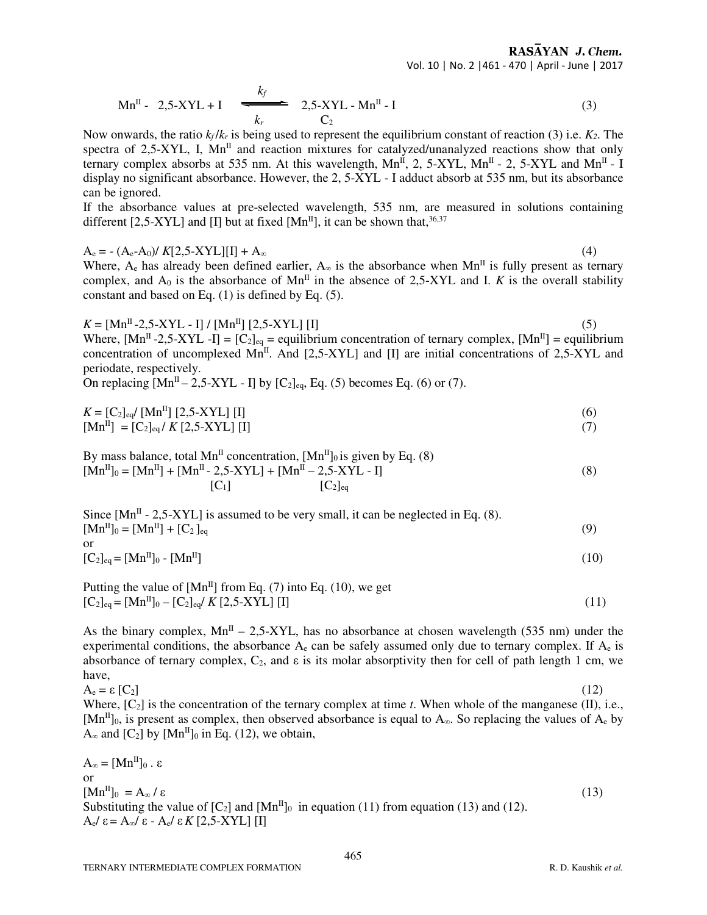$$Mn^{II} - 2,5\text{-XYL} + I \underset{k_r}{\overset{k_f}{\rightleftharpoons}} \underset{C_2}{2,5\text{-XYL} - Mn^{II} - I} \quad (3)$$

Now onwards, the ratio $k_f/k_r$ is being used to represent the equilibrium constant of reaction (3) i.e. $K_2$. The spectra of 2,5-XYL, I, $Mn^{II}$ and reaction mixtures for catalyzed/unanalyzed reactions show that only ternary complex absorbs at 535 nm. At this wavelength, $Mn^{II}$, 2, 5-XYL, $Mn^{II}$ - 2, 5-XYL and $Mn^{II}$ - I display no significant absorbance. However, the 2, 5-XYL - I adduct absorb at 535 nm, but its absorbance can be ignored.

If the absorbance values at pre-selected wavelength, 535 nm, are measured in solutions containing different [2,5-XYL] and [I] but at fixed [$Mn^{II}$], it can be shown that,[36,37]

$$A_e = - (A_e - A_0)/ K[2,5\text{-XYL}][I] + A_\infty \quad (4)$$

Where, $A_e$ has already been defined earlier, $A_\infty$ is the absorbance when $Mn^{II}$ is fully present as ternary complex, and $A_0$ is the absorbance of $Mn^{II}$ in the absence of 2,5-XYL and I. $K$ is the overall stability constant and based on Eq. (1) is defined by Eq. (5).

$$K = [Mn^{II}\text{-}2,5\text{-XYL - I}] / [Mn^{II}] [2,5\text{-XYL}] [I] \quad (5)$$

Where, $[Mn^{II}\text{-}2,5\text{-XYL -I}] = [C_2]_{eq}$ = equilibrium concentration of ternary complex, $[Mn^{II}]$ = equilibrium concentration of uncomplexed $Mn^{II}$. And [2,5-XYL] and [I] are initial concentrations of 2,5-XYL and periodate, respectively.

On replacing $[Mn^{II} - 2,5\text{-XYL - I}]$ by $[C_2]_{eq}$, Eq. (5) becomes Eq. (6) or (7).

$$K = [C_2]_{eq}/ [Mn^{II}] [2,5\text{-XYL}] [I] \quad (6)$$

$$[Mn^{II}] = [C_2]_{eq} / K [2,5\text{-XYL}] [I] \quad (7)$$

By mass balance, total $Mn^{II}$ concentration, $[Mn^{II}]_0$ is given by Eq. (8)

$$[Mn^{II}]_0 = [Mn^{II}] + \underset{[C_1]}{[Mn^{II} - 2,5\text{-XYL}]} + \underset{[C_2]_{eq}}{[Mn^{II} - 2,5\text{-XYL - I}]} \quad (8)$$

Since $[Mn^{II} - 2,5\text{-XYL}]$ is assumed to be very small, it can be neglected in Eq. (8).

$$[Mn^{II}]_0 = [Mn^{II}] + [C_2]_{eq} \quad (9)$$

or

$$[C_2]_{eq} = [Mn^{II}]_0 - [Mn^{II}] \quad (10)$$

Putting the value of $[Mn^{II}]$ from Eq. (7) into Eq. (10), we get

$$[C_2]_{eq} = [Mn^{II}]_0 - [C_2]_{eq}/ K [2,5\text{-XYL}] [I] \quad (11)$$

As the binary complex, $Mn^{II}$ – 2,5-XYL, has no absorbance at chosen wavelength (535 nm) under the experimental conditions, the absorbance $A_e$ can be safely assumed only due to ternary complex. If $A_e$ is absorbance of ternary complex, $C_2$, and $\varepsilon$ is its molar absorptivity then for cell of path length 1 cm, we have,

$$A_e = \varepsilon [C_2] \quad (12)$$

Where, $[C_2]$ is the concentration of the ternary complex at time $t$. When whole of the manganese (II), i.e., $[Mn^{II}]_0$, is present as complex, then observed absorbance is equal to $A_\infty$. So replacing the values of $A_e$ by $A_\infty$ and $[C_2]$ by $[Mn^{II}]_0$ in Eq. (12), we obtain,

$$A_\infty = [Mn^{II}]_0 \,.\, \varepsilon$$

or

$$[Mn^{II}]_0 = A_\infty / \varepsilon \quad (13)$$

Substituting the value of $[C_2]$ and $[Mn^{II}]_0$ in equation (11) from equation (13) and (12).

$$A_e/ \varepsilon = A_\infty/ \varepsilon - A_e/ \varepsilon K [2,5\text{-XYL}] [I]$$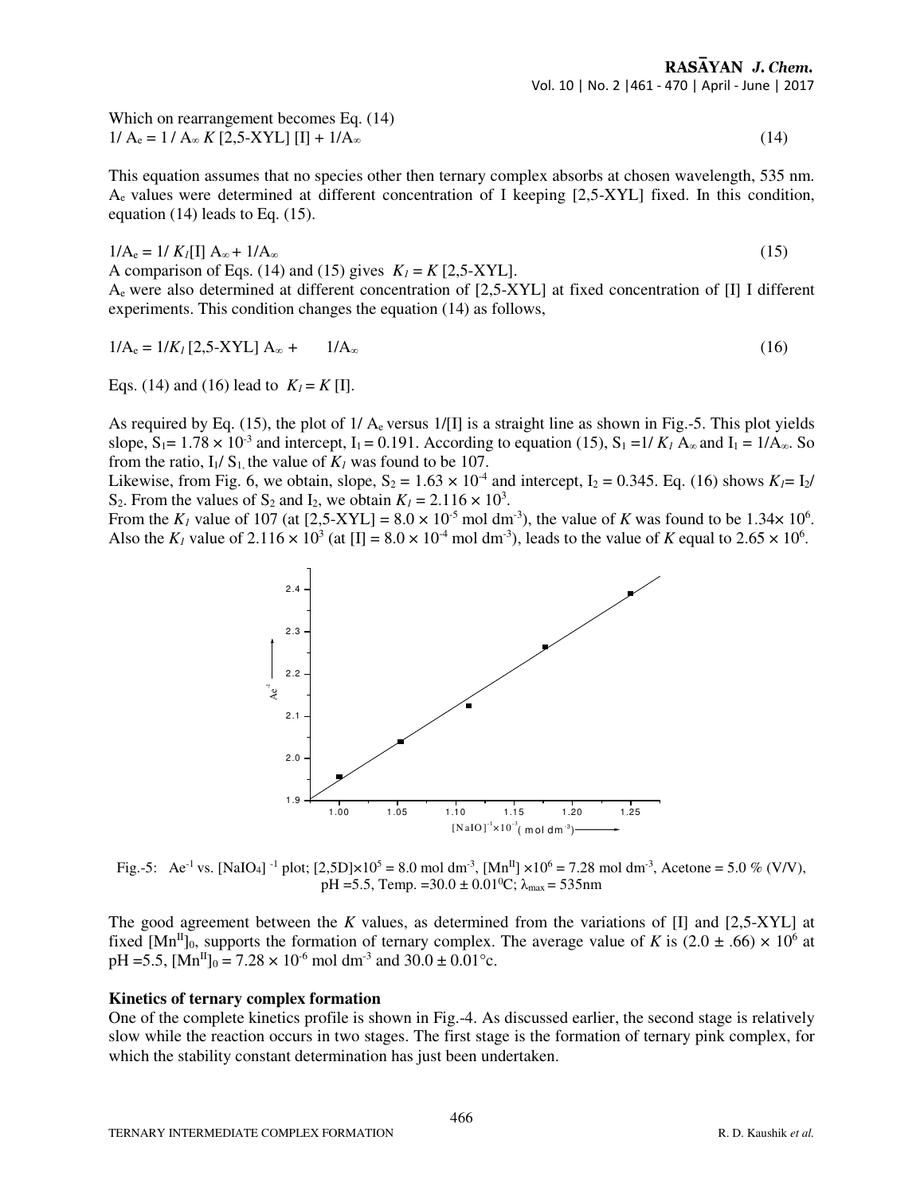Which on rearrangement becomes Eq. (14)

$$1/A_e = 1/A_\infty K[2,5\text{-XYL}][I] + 1/A_\infty \quad (14)$$

This equation assumes that no species other then ternary complex absorbs at chosen wavelength, 535 nm. $A_e$ values were determined at different concentration of I keeping [2,5-XYL] fixed. In this condition, equation (14) leads to Eq. (15).

$$1/A_e = 1/K_1[I] A_\infty + 1/A_\infty \quad (15)$$

A comparison of Eqs. (14) and (15) gives $K_1 = K$ [2,5-XYL].

$A_e$ were also determined at different concentration of [2,5-XYL] at fixed concentration of [I] I different experiments. This condition changes the equation (14) as follows,

$$1/A_e = 1/K_1[2,5\text{-XYL}] A_\infty + 1/A_\infty \quad (16)$$

Eqs. (14) and (16) lead to $K_1 = K$ [I].

As required by Eq. (15), the plot of $1/A_e$ versus 1/[I] is a straight line as shown in Fig.-5. This plot yields slope, $S_1 = 1.78 \times 10^{-3}$ and intercept, $I_1 = 0.191$. According to equation (15), $S_1 = 1/K_1 A_\infty$ and $I_1 = 1/A_\infty$. So from the ratio, $I_1/S_1$, the value of $K_1$ was found to be 107.

Likewise, from Fig. 6, we obtain, slope, $S_2 = 1.63 \times 10^{-4}$ and intercept, $I_2 = 0.345$. Eq. (16) shows $K_1 = I_2/S_2$. From the values of $S_2$ and $I_2$, we obtain $K_1 = 2.116 \times 10^3$.

From the $K_1$ value of 107 (at [2,5-XYL] = $8.0 \times 10^{-5}$ mol dm$^{-3}$), the value of $K$ was found to be $1.34 \times 10^6$. Also the $K_1$ value of $2.116 \times 10^3$ (at [I] = $8.0 \times 10^{-4}$ mol dm$^{-3}$), leads to the value of $K$ equal to $2.65 \times 10^6$.

Fig.-5: $Ae^{-1}$ vs. $[NaIO_4]^{-1}$ plot; $[2,5D]\times10^5 = 8.0$ mol dm$^{-3}$, $[Mn^{II}] \times 10^6 = 7.28$ mol dm$^{-3}$, Acetone = 5.0 % (V/V), pH =5.5, Temp. =30.0 ± 0.01$^0$C; $\lambda_{max}$ = 535nm

The good agreement between the $K$ values, as determined from the variations of [I] and [2,5-XYL] at fixed $[Mn^{II}]_0$, supports the formation of ternary complex. The average value of $K$ is $(2.0 \pm .66) \times 10^6$ at pH =5.5, $[Mn^{II}]_0 = 7.28 \times 10^{-6}$ mol dm$^{-3}$ and 30.0 ± 0.01°c.

**Kinetics of ternary complex formation**

One of the complete kinetics profile is shown in Fig.-4. As discussed earlier, the second stage is relatively slow while the reaction occurs in two stages. The first stage is the formation of ternary pink complex, for which the stability constant determination has just been undertaken.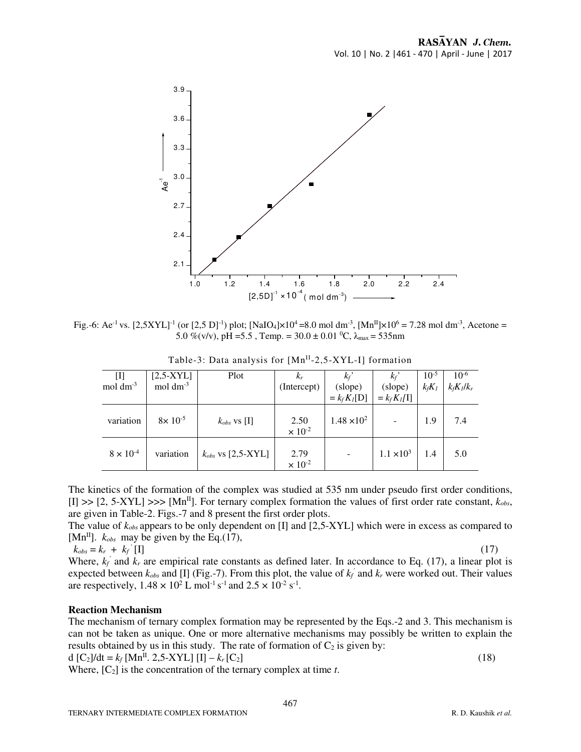Fig.-6: $Ae^{-1}$ vs. $[2,5XYL]^{-1}$ (or $[2,5\ D]^{-1}$) plot; $[NaIO_4]\times10^4 = 8.0$ mol dm$^{-3}$, $[Mn^{II}]\times10^6 = 7.28$ mol dm$^{-3}$, Acetone = 5.0 %(v/v), pH =5.5 , Temp. = 30.0 ± 0.01 $^0$C, $\lambda_{max}$ = 535nm

Table-3: Data analysis for $[Mn^{II}$-2,5-XYL-I] formation

| [I] mol dm$^{-3}$ | [2,5-XYL] mol dm$^{-3}$ | Plot | $k_r$ (Intercept) | $k_f$' (slope) $= k_f K_1$[D] | $k_f$' (slope) $= k_f K_1$[I] | $10^{-5}$ $k_f K_1$ | $10^{-6}$ $k_f K_1/k_r$ |
|---|---|---|---|---|---|---|---|
| variation | $8\times10^{-5}$ | $k_{obs}$ vs [I] | 2.50 $\times10^{-2}$ | $1.48\times10^2$ | - | 1.9 | 7.4 |
| $8\times10^{-4}$ | variation | $k_{obs}$ vs [2,5-XYL] | 2.79 $\times10^{-2}$ | - | $1.1\times10^3$ | 1.4 | 5.0 |

The kinetics of the formation of the complex was studied at 535 nm under pseudo first order conditions, [I] >> [2, 5-XYL] >>> $[Mn^{II}]$. For ternary complex formation the values of first order rate constant, $k_{obs}$, are given in Table-2. Figs.-7 and 8 present the first order plots.

The value of $k_{obs}$ appears to be only dependent on [I] and [2,5-XYL] which were in excess as compared to $[Mn^{II}]$. $k_{obs}$ may be given by the Eq.(17),

$$k_{obs} = k_r + k_f' [I] \tag{17}$$

Where, $k_f'$ and $k_r$ are empirical rate constants as defined later. In accordance to Eq. (17), a linear plot is expected between $k_{obs}$ and [I] (Fig.-7). From this plot, the value of $k_f'$ and $k_r$ were worked out. Their values are respectively, $1.48\times10^2$ L mol$^{-1}$ s$^{-1}$ and $2.5\times10^{-2}$ s$^{-1}$.

### Reaction Mechanism

The mechanism of ternary complex formation may be represented by the Eqs.-2 and 3. This mechanism is can not be taken as unique. One or more alternative mechanisms may possibly be written to explain the results obtained by us in this study. The rate of formation of $C_2$ is given by:

$$d[C_2]/dt = k_f [Mn^{II}.\ 2,5\text{-XYL}][I] - k_r [C_2] \tag{18}$$

Where, $[C_2]$ is the concentration of the ternary complex at time $t$.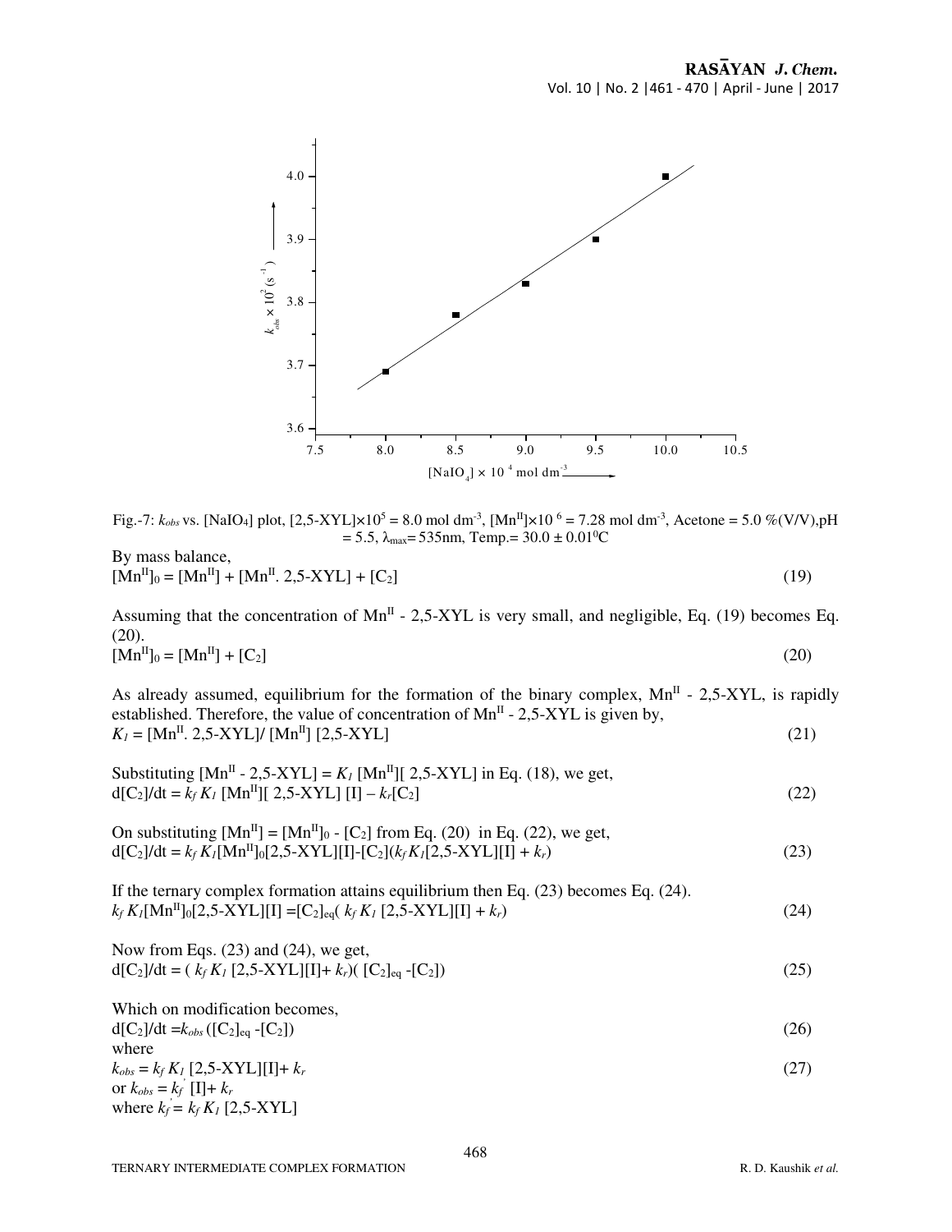Fig.-7: $k_{obs}$ vs. [$NaIO_4$] plot, [2,5-XYL]$\times 10^5$ = 8.0 mol dm$^{-3}$, [$Mn^{II}$]$\times 10^6$ = 7.28 mol dm$^{-3}$, Acetone = 5.0 %(V/V),pH = 5.5, $\lambda_{max}$= 535nm, Temp.= 30.0 ± 0.01$^0$C

By mass balance,

$$[Mn^{II}]_0 = [Mn^{II}] + [Mn^{II}.\ 2,5\text{-}XYL] + [C_2] \quad (19)$$

Assuming that the concentration of $Mn^{II}$ - 2,5-XYL is very small, and negligible, Eq. (19) becomes Eq. (20).

$$[Mn^{II}]_0 = [Mn^{II}] + [C_2] \quad (20)$$

As already assumed, equilibrium for the formation of the binary complex, $Mn^{II}$ - 2,5-XYL, is rapidly established. Therefore, the value of concentration of $Mn^{II}$ - 2,5-XYL is given by,

$$K_1 = [Mn^{II}.\ 2,5\text{-}XYL]/ [Mn^{II}]\ [2,5\text{-}XYL] \quad (21)$$

Substituting [$Mn^{II}$ - 2,5-XYL] = $K_1$ [$Mn^{II}$][ 2,5-XYL] in Eq. (18), we get,

$$d[C_2]/dt = k_f K_1\ [Mn^{II}][\ 2,5\text{-}XYL]\ [I] - k_r[C_2] \quad (22)$$

On substituting [$Mn^{II}$] = [$Mn^{II}$]$_0$ - [$C_2$] from Eq. (20) in Eq. (22), we get,

$$d[C_2]/dt = k_f K_1[Mn^{II}]_0[2,5\text{-}XYL][I]\text{-}[C_2](k_f K_1[2,5\text{-}XYL][I] + k_r) \quad (23)$$

If the ternary complex formation attains equilibrium then Eq. (23) becomes Eq. (24).

$$k_f K_1[Mn^{II}]_0[2,5\text{-}XYL][I] =[C_2]_{eq}(\ k_f K_1\ [2,5\text{-}XYL][I] + k_r) \quad (24)$$

Now from Eqs. (23) and (24), we get,

$$d[C_2]/dt = (\ k_f K_1\ [2,5\text{-}XYL][I]+ k_r)(\ [C_2]_{eq}\ \text{-}[C_2]) \quad (25)$$

Which on modification becomes,

$$d[C_2]/dt = k_{obs}\ ([C_2]_{eq}\ \text{-}[C_2]) \quad (26)$$

where

$$k_{obs} = k_f K_1\ [2,5\text{-}XYL][I]+ k_r \quad (27)$$

or $k_{obs} = k_f^{'}\ [I]+ k_r$

where $k_f^{'} = k_f K_1\ [2,5\text{-}XYL]$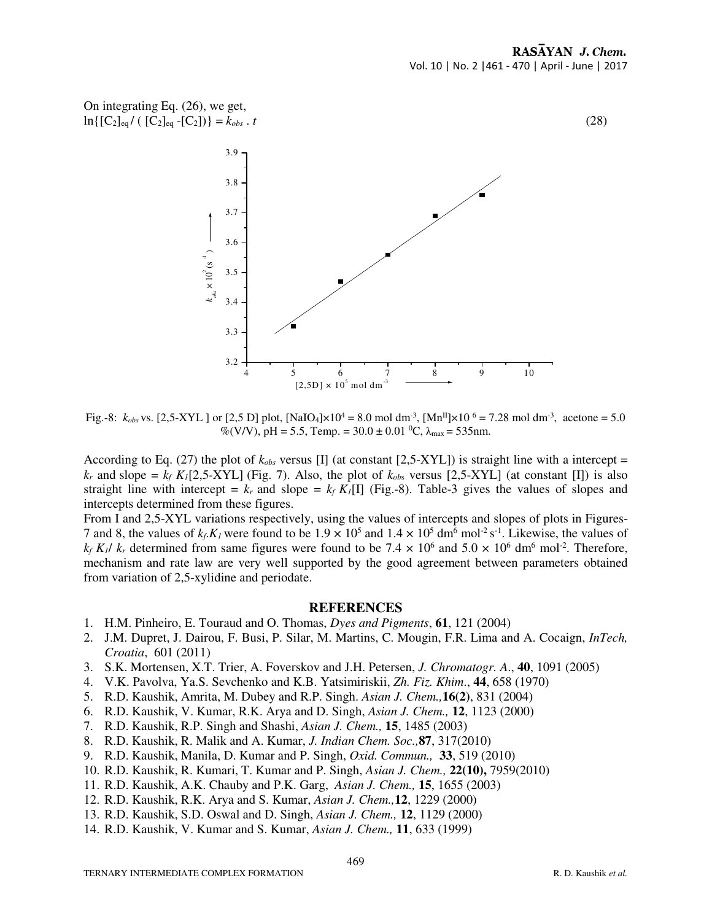On integrating Eq. (26), we get,

$$\ln\{[C_2]_{eq} / ( [C_2]_{eq} - [C_2])\} = k_{obs} . t \quad (28)$$

Fig.-8: $k_{obs}$ vs. [2,5-XYL ] or [2,5 D] plot, $[NaIO_4]\times10^4 = 8.0$ mol dm$^{-3}$, $[Mn^{II}]\times10^6 = 7.28$ mol dm$^{-3}$, acetone = 5.0 %(V/V), pH = 5.5, Temp. = 30.0 ± 0.01 $^0$C, $\lambda_{max}$ = 535nm.

According to Eq. (27) the plot of $k_{obs}$ versus [I] (at constant [2,5-XYL]) is straight line with a intercept = $k_r$ and slope = $k_f$ $K_1$[2,5-XYL] (Fig. 7). Also, the plot of $k_{obs}$ versus [2,5-XYL] (at constant [I]) is also straight line with intercept = $k_r$ and slope = $k_f$ $K_1$[I] (Fig.-8). Table-3 gives the values of slopes and intercepts determined from these figures.

From I and 2,5-XYL variations respectively, using the values of intercepts and slopes of plots in Figures-7 and 8, the values of $k_f.K_1$ were found to be $1.9 \times 10^5$ and $1.4 \times 10^5$ dm$^6$ mol$^{-2}$ s$^{-1}$. Likewise, the values of $k_f$ $K_1$/ $k_r$ determined from same figures were found to be $7.4 \times 10^6$ and $5.0 \times 10^6$ dm$^6$ mol$^{-2}$. Therefore, mechanism and rate law are very well supported by the good agreement between parameters obtained from variation of 2,5-xylidine and periodate.

## REFERENCES

1. H.M. Pinheiro, E. Touraud and O. Thomas, *Dyes and Pigments*, **61**, 121 (2004)
2. J.M. Dupret, J. Dairou, F. Busi, P. Silar, M. Martins, C. Mougin, F.R. Lima and A. Cocaign, *InTech, Croatia*, 601 (2011)
3. S.K. Mortensen, X.T. Trier, A. Foverskov and J.H. Petersen, *J. Chromatogr. A*., **40**, 1091 (2005)
4. V.K. Pavolva, Ya.S. Sevchenko and K.B. Yatsimiriskii, *Zh. Fiz. Khim*., **44**, 658 (1970)
5. R.D. Kaushik, Amrita, M. Dubey and R.P. Singh. *Asian J. Chem.,* **16(2)**, 831 (2004)
6. R.D. Kaushik, V. Kumar, R.K. Arya and D. Singh, *Asian J. Chem.,* **12**, 1123 (2000)
7. R.D. Kaushik, R.P. Singh and Shashi, *Asian J. Chem.,* **15**, 1485 (2003)
8. R.D. Kaushik, R. Malik and A. Kumar, *J. Indian Chem. Soc.,* **87**, 317(2010)
9. R.D. Kaushik, Manila, D. Kumar and P. Singh, *Oxid. Commun.,* **33**, 519 (2010)
10. R.D. Kaushik, R. Kumari, T. Kumar and P. Singh, *Asian J. Chem.,* **22(10),** 7959(2010)
11. R.D. Kaushik, A.K. Chauby and P.K. Garg, *Asian J. Chem.,* **15**, 1655 (2003)
12. R.D. Kaushik, R.K. Arya and S. Kumar, *Asian J. Chem.,* **12**, 1229 (2000)
13. R.D. Kaushik, S.D. Oswal and D. Singh, *Asian J. Chem.,* **12**, 1129 (2000)
14. R.D. Kaushik, V. Kumar and S. Kumar, *Asian J. Chem.,* **11**, 633 (1999)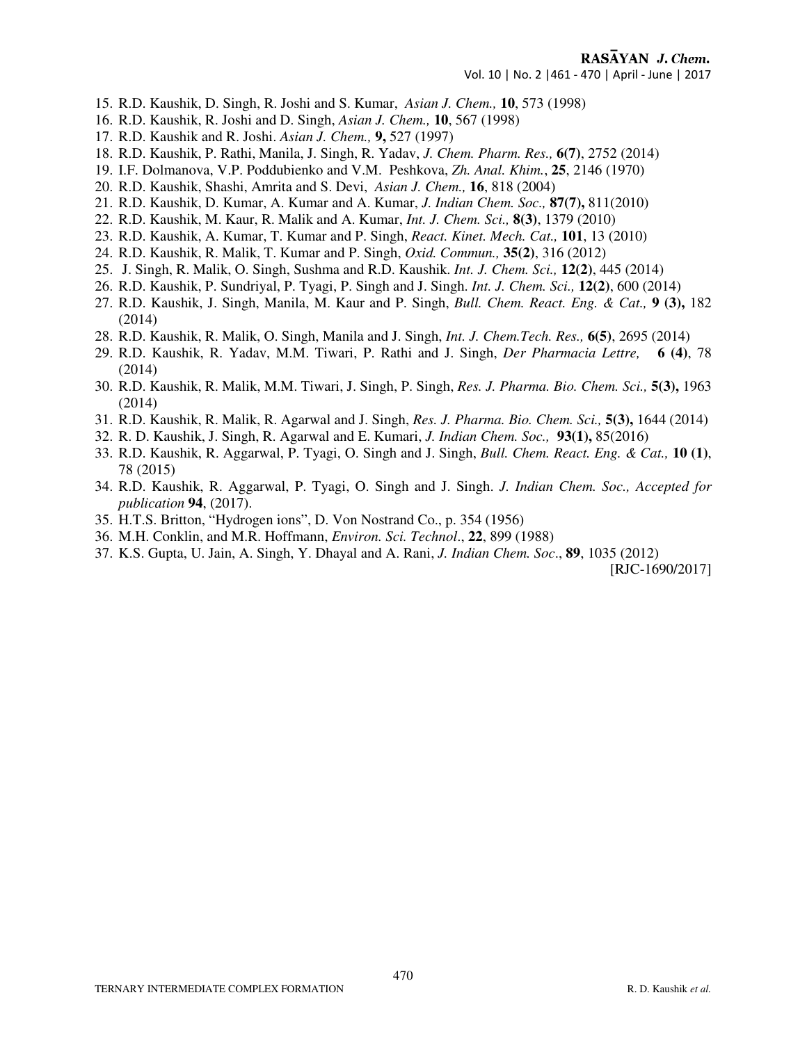15. R.D. Kaushik, D. Singh, R. Joshi and S. Kumar, *Asian J. Chem.,* **10**, 573 (1998)
16. R.D. Kaushik, R. Joshi and D. Singh, *Asian J. Chem.,* **10**, 567 (1998)
17. R.D. Kaushik and R. Joshi. *Asian J. Chem.,* **9,** 527 (1997)
18. R.D. Kaushik, P. Rathi, Manila, J. Singh, R. Yadav, *J. Chem. Pharm. Res.,* **6(7)**, 2752 (2014)
19. I.F. Dolmanova, V.P. Poddubienko and V.M. Peshkova, *Zh. Anal. Khim.*, **25**, 2146 (1970)
20. R.D. Kaushik, Shashi, Amrita and S. Devi, *Asian J. Chem.,* **16**, 818 (2004)
21. R.D. Kaushik, D. Kumar, A. Kumar and A. Kumar, *J. Indian Chem. Soc.,* **87(7),** 811(2010)
22. R.D. Kaushik, M. Kaur, R. Malik and A. Kumar, *Int. J. Chem. Sci.,* **8(3)**, 1379 (2010)
23. R.D. Kaushik, A. Kumar, T. Kumar and P. Singh, *React. Kinet. Mech. Cat.,* **101**, 13 (2010)
24. R.D. Kaushik, R. Malik, T. Kumar and P. Singh, *Oxid. Commun.,* **35(2)**, 316 (2012)
25. J. Singh, R. Malik, O. Singh, Sushma and R.D. Kaushik. *Int. J. Chem. Sci.,* **12(2)**, 445 (2014)
26. R.D. Kaushik, P. Sundriyal, P. Tyagi, P. Singh and J. Singh. *Int. J. Chem. Sci.,* **12(2)**, 600 (2014)
27. R.D. Kaushik, J. Singh, Manila, M. Kaur and P. Singh, *Bull. Chem. React. Eng. & Cat.,* **9 (3),** 182 (2014)
28. R.D. Kaushik, R. Malik, O. Singh, Manila and J. Singh, *Int. J. Chem.Tech. Res.,* **6(5)**, 2695 (2014)
29. R.D. Kaushik, R. Yadav, M.M. Tiwari, P. Rathi and J. Singh, *Der Pharmacia Lettre,* **6 (4)**, 78 (2014)
30. R.D. Kaushik, R. Malik, M.M. Tiwari, J. Singh, P. Singh, *Res. J. Pharma. Bio. Chem. Sci.,* **5(3),** 1963 (2014)
31. R.D. Kaushik, R. Malik, R. Agarwal and J. Singh, *Res. J. Pharma. Bio. Chem. Sci.,* **5(3),** 1644 (2014)
32. R. D. Kaushik, J. Singh, R. Agarwal and E. Kumari, *J. Indian Chem. Soc.,* **93(1),** 85(2016)
33. R.D. Kaushik, R. Aggarwal, P. Tyagi, O. Singh and J. Singh, *Bull. Chem. React. Eng. & Cat.,* **10 (1)**, 78 (2015)
34. R.D. Kaushik, R. Aggarwal, P. Tyagi, O. Singh and J. Singh. *J. Indian Chem. Soc., Accepted for publication* **94**, (2017).
35. H.T.S. Britton, "Hydrogen ions", D. Von Nostrand Co., p. 354 (1956)
36. M.H. Conklin, and M.R. Hoffmann, *Environ. Sci. Technol*., **22**, 899 (1988)
37. K.S. Gupta, U. Jain, A. Singh, Y. Dhayal and A. Rani, *J. Indian Chem. Soc*., **89**, 1035 (2012)

[RJC-1690/2017]